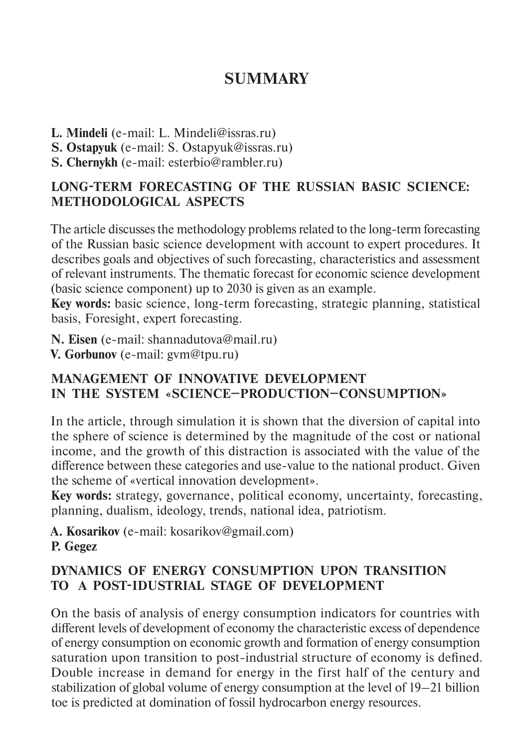# SUMMARY

**L. Mindeli** (e-mail: L. Mindeli@issras.ru)
**S. Ostapyuk** (e-mail: S. Ostapyuk@issras.ru)
**S. Chernykh** (e-mail: esterbio@rambler.ru)

## LONG-TERM FORECASTING OF THE RUSSIAN BASIC SCIENCE: METHODOLOGICAL ASPECTS

The article discusses the methodology problems related to the long-term forecasting of the Russian basic science development with account to expert procedures. It describes goals and objectives of such forecasting, characteristics and assessment of relevant instruments. The thematic forecast for economic science development (basic science component) up to 2030 is given as an example.

**Key words:** basic science, long-term forecasting, strategic planning, statistical basis, Foresight, expert forecasting.

**N. Eisen** (e-mail: shannadutova@mail.ru)
**V. Gorbunov** (e-mail: gvm@tpu.ru)

## MANAGEMENT OF INNOVATIVE DEVELOPMENT IN THE SYSTEM «SCIENCE–PRODUCTION–CONSUMPTION»

In the article, through simulation it is shown that the diversion of capital into the sphere of science is determined by the magnitude of the cost or national income, and the growth of this distraction is associated with the value of the difference between these categories and use-value to the national product. Given the scheme of «vertical innovation development».

**Key words:** strategy, governance, political economy, uncertainty, forecasting, planning, dualism, ideology, trends, national idea, patriotism.

**A. Kosarikov** (e-mail: kosarikov@gmail.com)
**P. Gegez**

## DYNAMICS OF ENERGY CONSUMPTION UPON TRANSITION TO A POST-IDUSTRIAL STAGE OF DEVELOPMENT

On the basis of analysis of energy consumption indicators for countries with different levels of development of economy the characteristic excess of dependence of energy consumption on economic growth and formation of energy consumption saturation upon transition to post-industrial structure of economy is defined. Double increase in demand for energy in the first half of the century and stabilization of global volume of energy consumption at the level of 19–21 billion toe is predicted at domination of fossil hydrocarbon energy resources.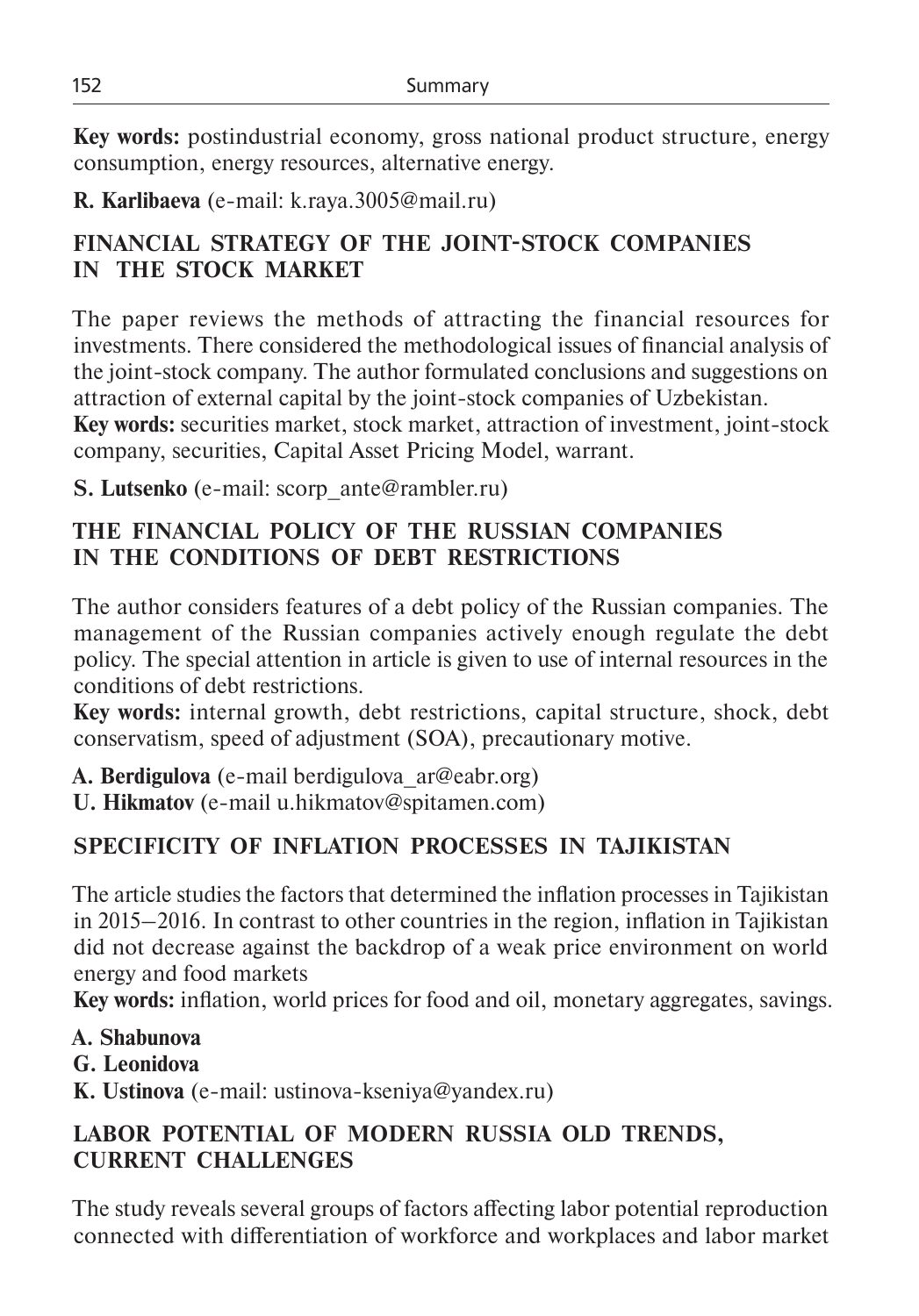**Key words:** postindustrial economy, gross national product structure, energy consumption, energy resources, alternative energy.

**R. Karlibaeva** (e-mail: k.raya.3005@mail.ru)

## FINANCIAL STRATEGY OF THE JOINT-STOCK COMPANIES IN THE STOCK MARKET

The paper reviews the methods of attracting the financial resources for investments. There considered the methodological issues of financial analysis of the joint-stock company. The author formulated conclusions and suggestions on attraction of external capital by the joint-stock companies of Uzbekistan.
**Key words:** securities market, stock market, attraction of investment, joint-stock company, securities, Capital Asset Pricing Model, warrant.

**S. Lutsenko** (e-mail: scorp_ante@rambler.ru)

## THE FINANCIAL POLICY OF THE RUSSIAN COMPANIES IN THE CONDITIONS OF DEBT RESTRICTIONS

The author considers features of a debt policy of the Russian companies. The management of the Russian companies actively enough regulate the debt policy. The special attention in article is given to use of internal resources in the conditions of debt restrictions.
**Key words:** internal growth, debt restrictions, capital structure, shock, debt conservatism, speed of adjustment (SOA), precautionary motive.

**A. Berdigulova** (e-mail berdigulova_ar@eabr.org)
**U. Hikmatov** (e-mail u.hikmatov@spitamen.com)

## SPECIFICITY OF INFLATION PROCESSES IN TAJIKISTAN

The article studies the factors that determined the inflation processes in Tajikistan in 2015–2016. In contrast to other countries in the region, inflation in Tajikistan did not decrease against the backdrop of a weak price environment on world energy and food markets
**Key words:** inflation, world prices for food and oil, monetary aggregates, savings.

**A. Shabunova**
**G. Leonidova**
**K. Ustinova** (e-mail: ustinova-kseniya@yandex.ru)

## LABOR POTENTIAL OF MODERN RUSSIA OLD TRENDS, CURRENT CHALLENGES

The study reveals several groups of factors affecting labor potential reproduction connected with differentiation of workforce and workplaces and labor market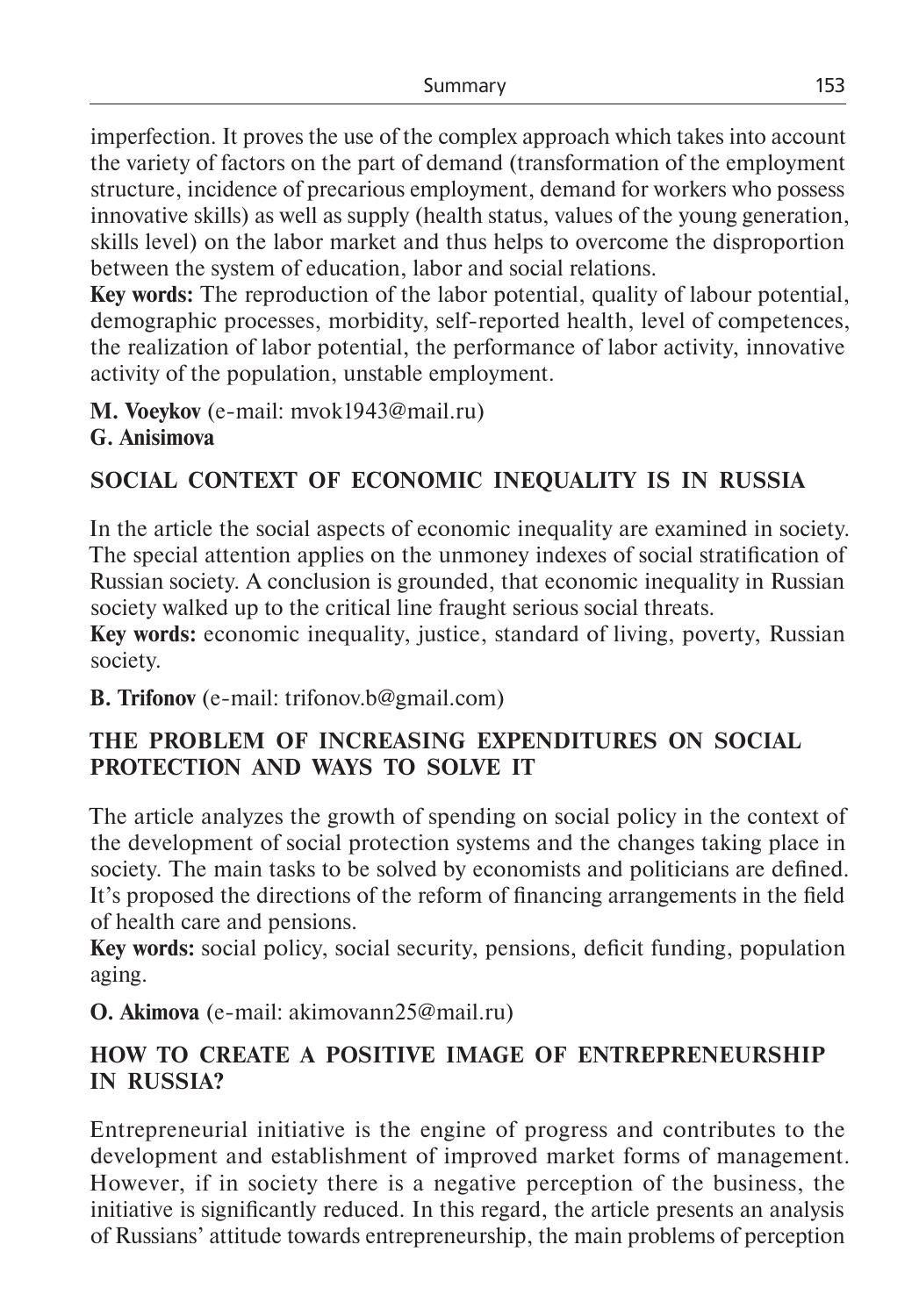imperfection. It proves the use of the complex approach which takes into account the variety of factors on the part of demand (transformation of the employment structure, incidence of precarious employment, demand for workers who possess innovative skills) as well as supply (health status, values of the young generation, skills level) on the labor market and thus helps to overcome the disproportion between the system of education, labor and social relations.

**Key words:** The reproduction of the labor potential, quality of labour potential, demographic processes, morbidity, self-reported health, level of competences, the realization of labor potential, the performance of labor activity, innovative activity of the population, unstable employment.

**M. Voeykov** (e-mail: mvok1943@mail.ru)
**G. Anisimova**

## SOCIAL CONTEXT OF ECONOMIC INEQUALITY IS IN RUSSIA

In the article the social aspects of economic inequality are examined in society. The special attention applies on the unmoney indexes of social stratification of Russian society. A conclusion is grounded, that economic inequality in Russian society walked up to the critical line fraught serious social threats.

**Key words:** economic inequality, justice, standard of living, poverty, Russian society.

**B. Trifonov** (e-mail: trifonov.b@gmail.com)

## THE PROBLEM OF INCREASING EXPENDITURES ON SOCIAL PROTECTION AND WAYS TO SOLVE IT

The article analyzes the growth of spending on social policy in the context of the development of social protection systems and the changes taking place in society. The main tasks to be solved by economists and politicians are defined. It's proposed the directions of the reform of financing arrangements in the field of health care and pensions.

**Key words:** social policy, social security, pensions, deficit funding, population aging.

**O. Akimova** (e-mail: akimovann25@mail.ru)

## HOW TO CREATE A POSITIVE IMAGE OF ENTREPRENEURSHIP IN RUSSIA?

Entrepreneurial initiative is the engine of progress and contributes to the development and establishment of improved market forms of management. However, if in society there is a negative perception of the business, the initiative is significantly reduced. In this regard, the article presents an analysis of Russians' attitude towards entrepreneurship, the main problems of perception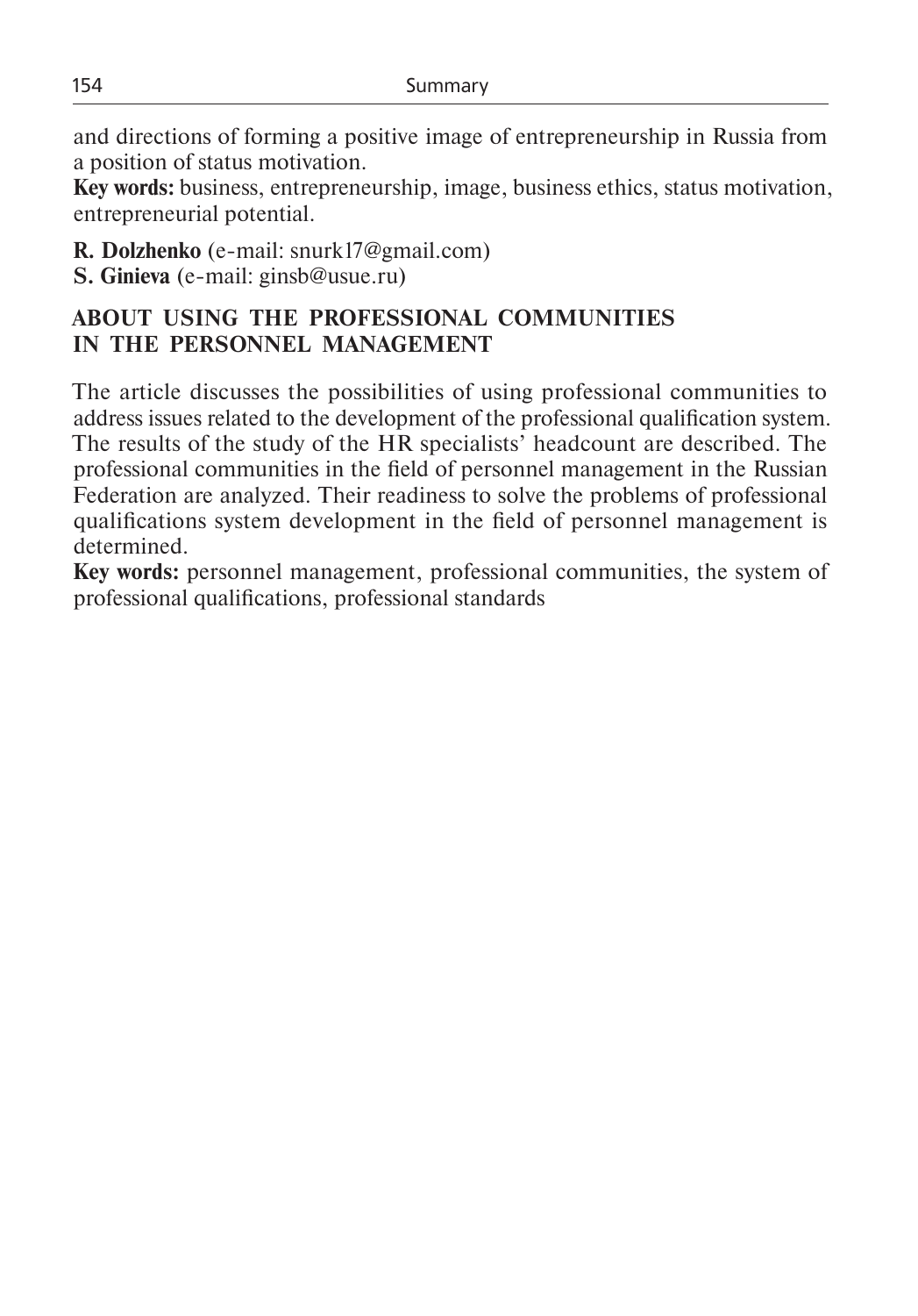and directions of forming a positive image of entrepreneurship in Russia from a position of status motivation.

**Key words:** business, entrepreneurship, image, business ethics, status motivation, entrepreneurial potential.

**R. Dolzhenko** (e-mail: snurk17@gmail.com)
**S. Ginieva** (e-mail: ginsb@usue.ru)

## ABOUT USING THE PROFESSIONAL COMMUNITIES IN THE PERSONNEL MANAGEMENT

The article discusses the possibilities of using professional communities to address issues related to the development of the professional qualification system. The results of the study of the HR specialists' headcount are described. The professional communities in the field of personnel management in the Russian Federation are analyzed. Their readiness to solve the problems of professional qualifications system development in the field of personnel management is determined.

**Key words:** personnel management, professional communities, the system of professional qualifications, professional standards